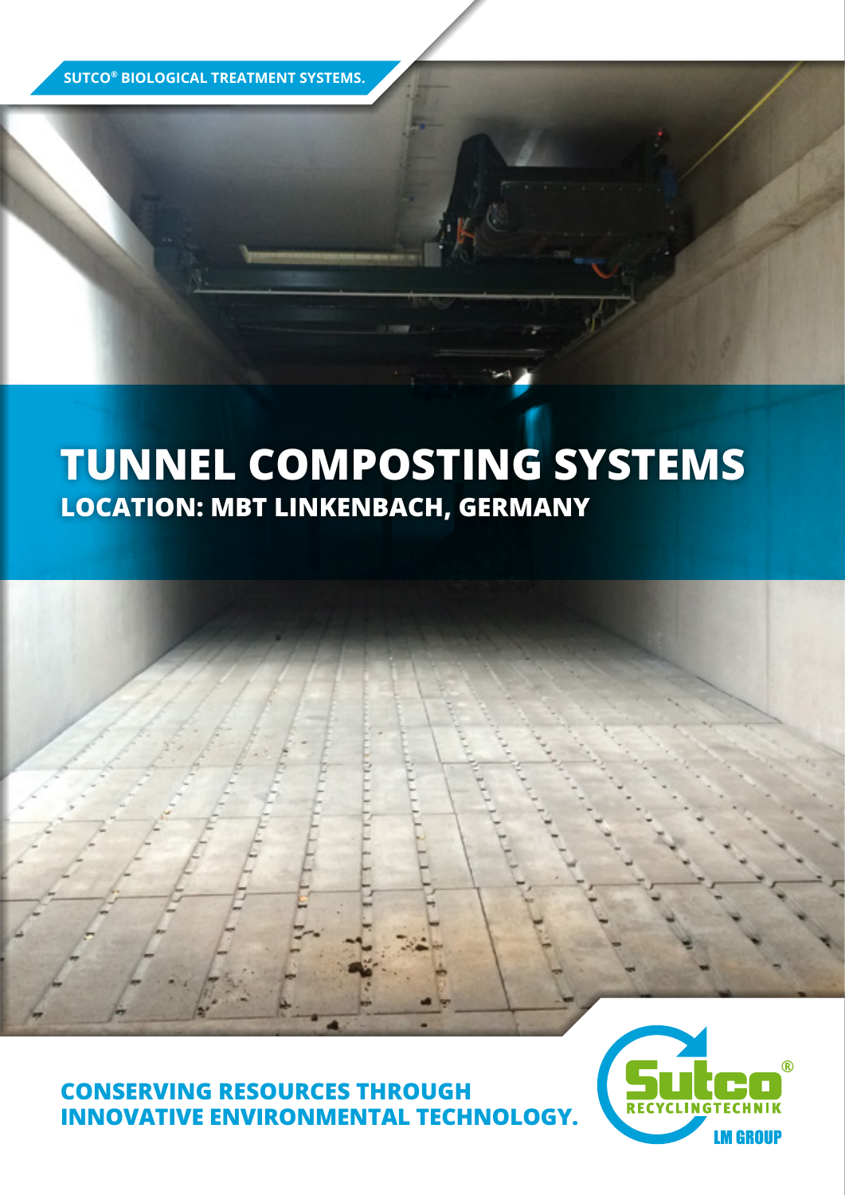SUTCO® BIOLOGICAL TREATMENT SYSTEMS.

# TUNNEL COMPOSTING SYSTEMS

## LOCATION: MBT LINKENBACH, GERMANY

**CONSERVING RESOURCES THROUGH INNOVATIVE ENVIRONMENTAL TECHNOLOGY.**

Sutco® RECYCLINGTECHNIK LM GROUP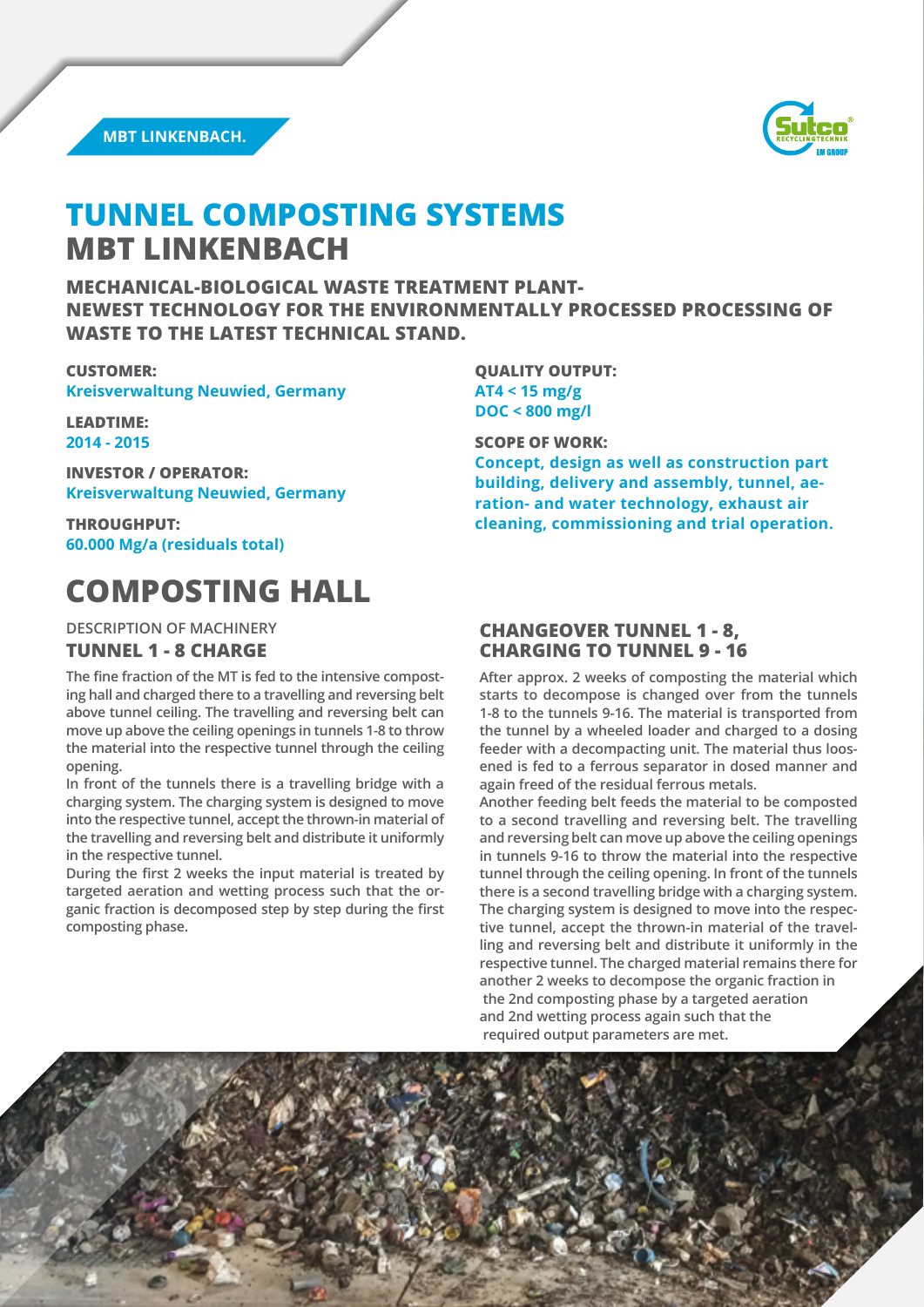MBT LINKENBACH.

# TUNNEL COMPOSTING SYSTEMS
# MBT LINKENBACH

**MECHANICAL-BIOLOGICAL WASTE TREATMENT PLANT-
NEWEST TECHNOLOGY FOR THE ENVIRONMENTALLY PROCESSED PROCESSING OF WASTE TO THE LATEST TECHNICAL STAND.**

**CUSTOMER:**
**Kreisverwaltung Neuwied, Germany**

**LEADTIME:**
**2014 - 2015**

**INVESTOR / OPERATOR:**
**Kreisverwaltung Neuwied, Germany**

**THROUGHPUT:**
**60.000 Mg/a (residuals total)**

**QUALITY OUTPUT:**
**AT4 < 15 mg/g**
**DOC < 800 mg/l**

**SCOPE OF WORK:**
**Concept, design as well as construction part building, delivery and assembly, tunnel, aeration- and water technology, exhaust air cleaning, commissioning and trial operation.**

## COMPOSTING HALL

DESCRIPTION OF MACHINERY

### TUNNEL 1 - 8 CHARGE

The fine fraction of the MT is fed to the intensive composting hall and charged there to a travelling and reversing belt above tunnel ceiling. The travelling and reversing belt can move up above the ceiling openings in tunnels 1-8 to throw the material into the respective tunnel through the ceiling opening.

In front of the tunnels there is a travelling bridge with a charging system. The charging system is designed to move into the respective tunnel, accept the thrown-in material of the travelling and reversing belt and distribute it uniformly in the respective tunnel.

During the first 2 weeks the input material is treated by targeted aeration and wetting process such that the organic fraction is decomposed step by step during the first composting phase.

### CHANGEOVER TUNNEL 1 - 8, CHARGING TO TUNNEL 9 - 16

After approx. 2 weeks of composting the material which starts to decompose is changed over from the tunnels 1-8 to the tunnels 9-16. The material is transported from the tunnel by a wheeled loader and charged to a dosing feeder with a decompacting unit. The material thus loosened is fed to a ferrous separator in dosed manner and again freed of the residual ferrous metals.

Another feeding belt feeds the material to be composted to a second travelling and reversing belt. The travelling and reversing belt can move up above the ceiling openings in tunnels 9-16 to throw the material into the respective tunnel through the ceiling opening. In front of the tunnels there is a second travelling bridge with a charging system. The charging system is designed to move into the respective tunnel, accept the thrown-in material of the travelling and reversing belt and distribute it uniformly in the respective tunnel. The charged material remains there for another 2 weeks to decompose the organic fraction in the 2nd composting phase by a targeted aeration and 2nd wetting process again such that the required output parameters are met.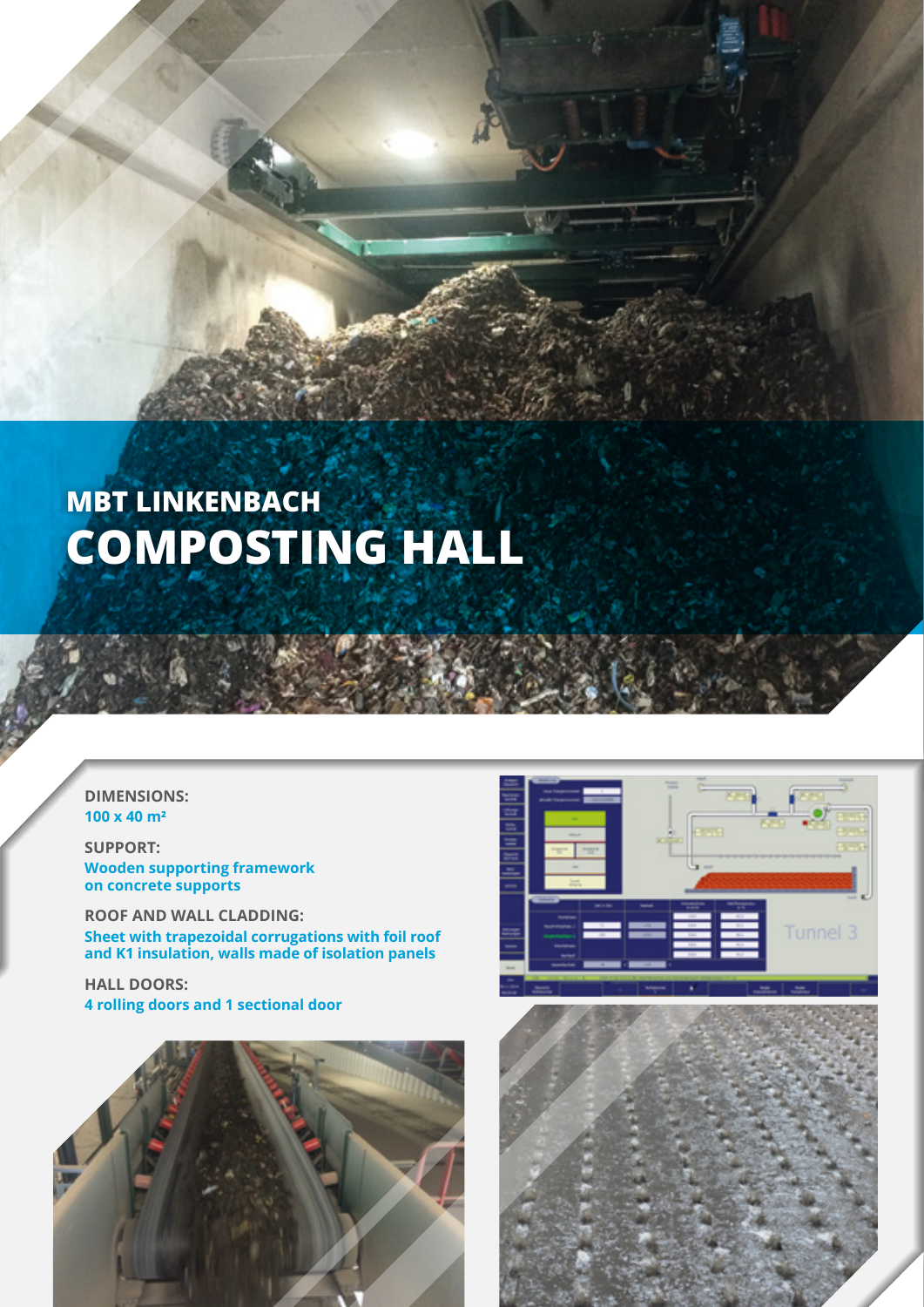# MBT LINKENBACH
# COMPOSTING HALL

**DIMENSIONS:**
100 x 40 m²

**SUPPORT:**
Wooden supporting framework on concrete supports

**ROOF AND WALL CLADDING:**
Sheet with trapezoidal corrugations with foil roof and K1 insulation, walls made of isolation panels

**HALL DOORS:**
4 rolling doors and 1 sectional door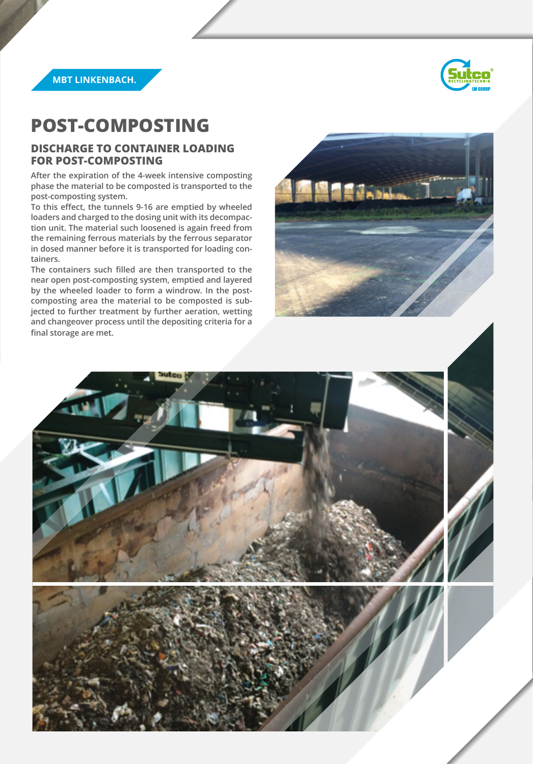MBT LINKENBACH.

# POST-COMPOSTING

## DISCHARGE TO CONTAINER LOADING FOR POST-COMPOSTING

After the expiration of the 4-week intensive composting phase the material to be composted is transported to the post-composting system.

To this effect, the tunnels 9-16 are emptied by wheeled loaders and charged to the dosing unit with its decompaction unit. The material such loosened is again freed from the remaining ferrous materials by the ferrous separator in dosed manner before it is transported for loading containers.

The containers such filled are then transported to the near open post-composting system, emptied and layered by the wheeled loader to form a windrow. In the post-composting area the material to be composted is subjected to further treatment by further aeration, wetting and changeover process until the depositing criteria for a final storage are met.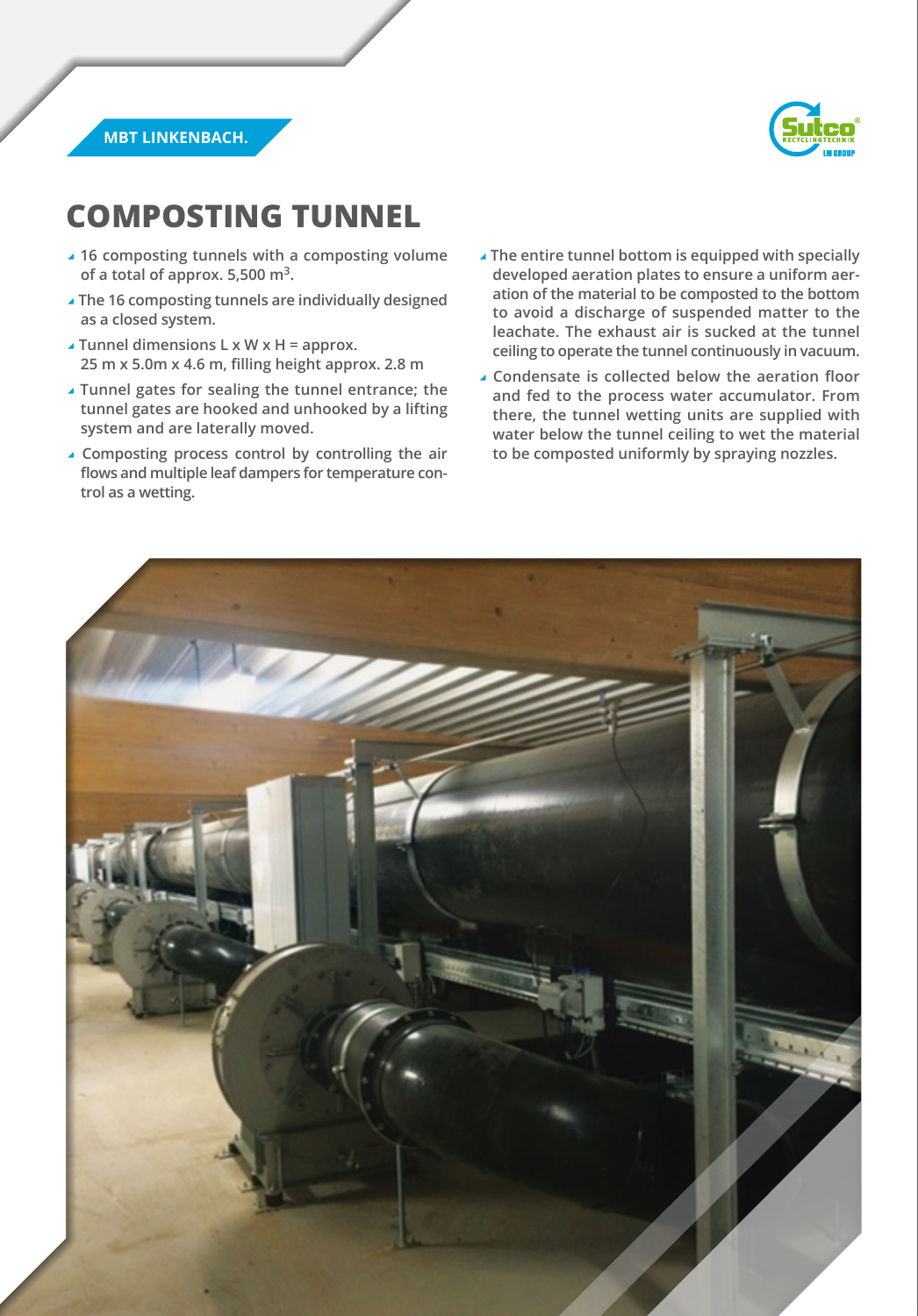MBT LINKENBACH.

# COMPOSTING TUNNEL

- 16 composting tunnels with a composting volume of a total of approx. 5,500 $m^3$.
- The 16 composting tunnels are individually designed as a closed system.
- Tunnel dimensions L x W x H = approx. 25 m x 5.0m x 4.6 m, filling height approx. 2.8 m
- Tunnel gates for sealing the tunnel entrance; the tunnel gates are hooked and unhooked by a lifting system and are laterally moved.
- Composting process control by controlling the air flows and multiple leaf dampers for temperature control as a wetting.
- The entire tunnel bottom is equipped with specially developed aeration plates to ensure a uniform aeration of the material to be composted to the bottom to avoid a discharge of suspended matter to the leachate. The exhaust air is sucked at the tunnel ceiling to operate the tunnel continuously in vacuum.
- Condensate is collected below the aeration floor and fed to the process water accumulator. From there, the tunnel wetting units are supplied with water below the tunnel ceiling to wet the material to be composted uniformly by spraying nozzles.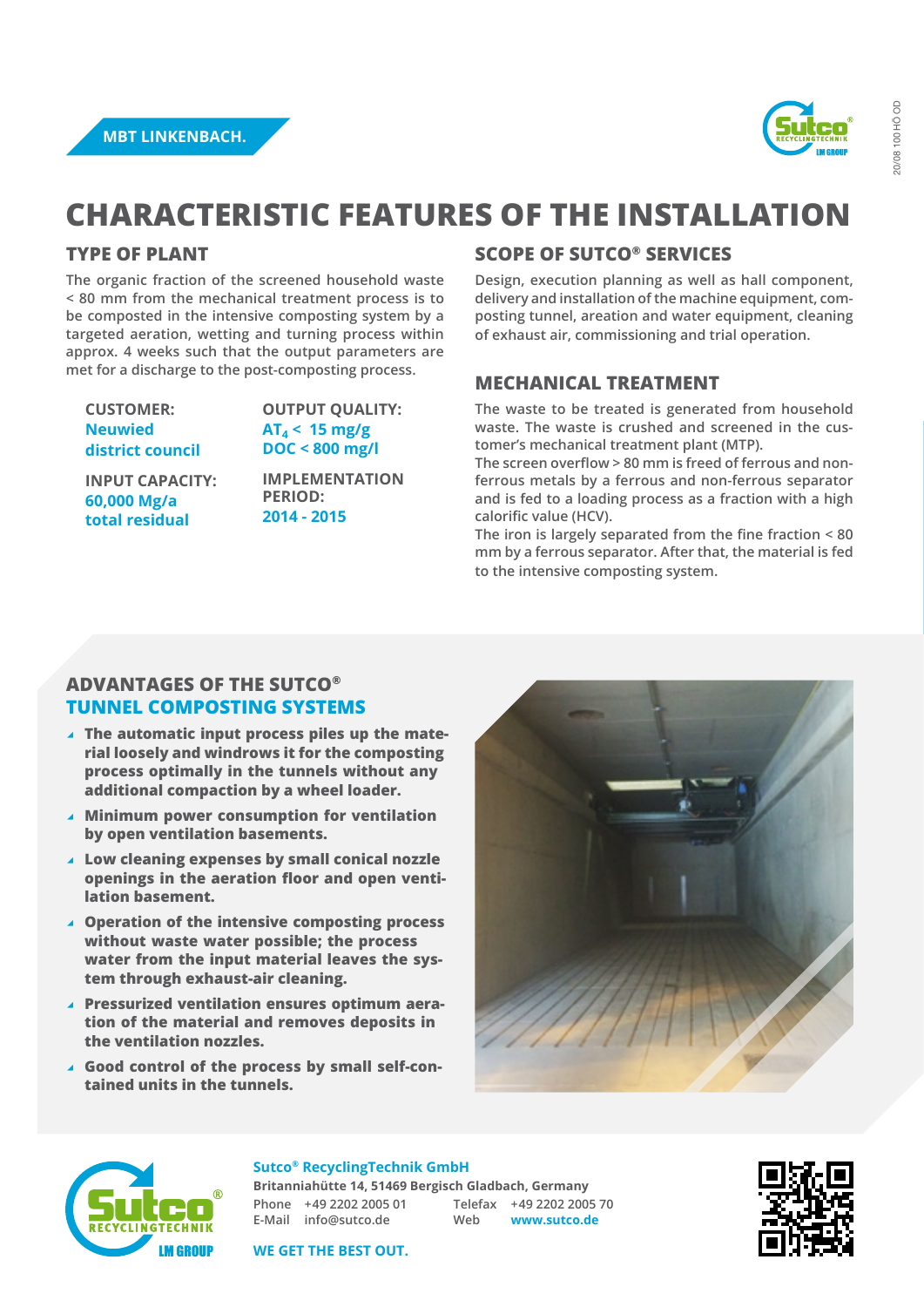MBT LINKENBACH.

# CHARACTERISTIC FEATURES OF THE INSTALLATION

## TYPE OF PLANT

The organic fraction of the screened household waste < 80 mm from the mechanical treatment process is to be composted in the intensive composting system by a targeted aeration, wetting and turning process within approx. 4 weeks such that the output parameters are met for a discharge to the post-composting process.

**CUSTOMER:**
Neuwied district council

**INPUT CAPACITY:**
60,000 Mg/a total residual

**OUTPUT QUALITY:**
$AT_4 <$ 15 mg/g
DOC < 800 mg/l

**IMPLEMENTATION PERIOD:**
2014 - 2015

## SCOPE OF SUTCO® SERVICES

Design, execution planning as well as hall component, delivery and installation of the machine equipment, composting tunnel, areation and water equipment, cleaning of exhaust air, commissioning and trial operation.

## MECHANICAL TREATMENT

The waste to be treated is generated from household waste. The waste is crushed and screened in the customer's mechanical treatment plant (MTP).
The screen overflow > 80 mm is freed of ferrous and non-ferrous metals by a ferrous and non-ferrous separator and is fed to a loading process as a fraction with a high calorific value (HCV).
The iron is largely separated from the fine fraction < 80 mm by a ferrous separator. After that, the material is fed to the intensive composting system.

## ADVANTAGES OF THE SUTCO® TUNNEL COMPOSTING SYSTEMS

- **The automatic input process piles up the material loosely and windrows it for the composting process optimally in the tunnels without any additional compaction by a wheel loader.**
- **Minimum power consumption for ventilation by open ventilation basements.**
- **Low cleaning expenses by small conical nozzle openings in the aeration floor and open ventilation basement.**
- **Operation of the intensive composting process without waste water possible; the process water from the input material leaves the system through exhaust-air cleaning.**
- **Pressurized ventilation ensures optimum aeration of the material and removes deposits in the ventilation nozzles.**
- **Good control of the process by small self-contained units in the tunnels.**

**Sutco® RecyclingTechnik GmbH**
**Britanniahütte 14, 51469 Bergisch Gladbach, Germany**
Phone +49 2202 2005 01
E-Mail info@sutco.de
Telefax +49 2202 2005 70
Web www.sutco.de

WE GET THE BEST OUT.